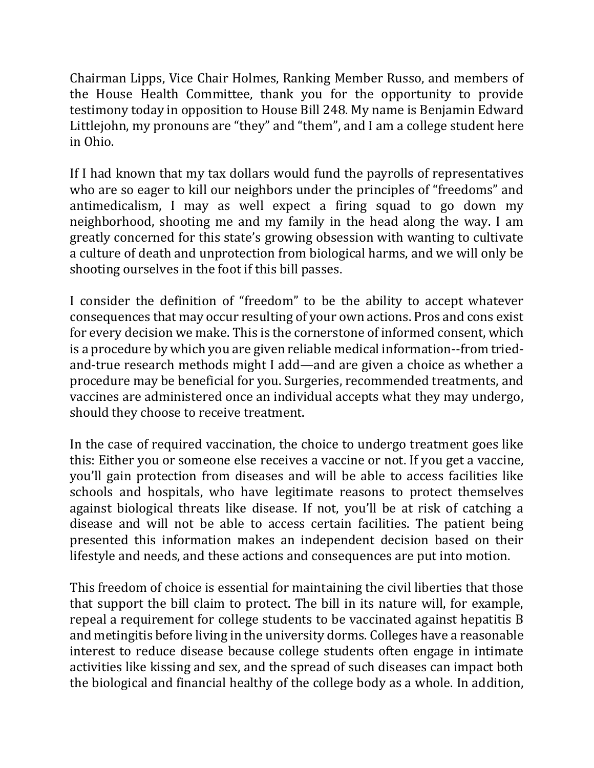Chairman Lipps, Vice Chair Holmes, Ranking Member Russo, and members of the House Health Committee, thank you for the opportunity to provide testimony today in opposition to House Bill 248. My name is Benjamin Edward Littlejohn, my pronouns are "they" and "them", and I am a college student here in Ohio.

If I had known that my tax dollars would fund the payrolls of representatives who are so eager to kill our neighbors under the principles of "freedoms" and antimedicalism, I may as well expect a firing squad to go down my neighborhood, shooting me and my family in the head along the way. I am greatly concerned for this state's growing obsession with wanting to cultivate a culture of death and unprotection from biological harms, and we will only be shooting ourselves in the foot if this bill passes.

I consider the definition of "freedom" to be the ability to accept whatever consequences that may occur resulting of your own actions. Pros and cons exist for every decision we make. This is the cornerstone of informed consent, which is a procedure by which you are given reliable medical information--from tried-and-true research methods might I add—and are given a choice as whether a procedure may be beneficial for you. Surgeries, recommended treatments, and vaccines are administered once an individual accepts what they may undergo, should they choose to receive treatment.

In the case of required vaccination, the choice to undergo treatment goes like this: Either you or someone else receives a vaccine or not. If you get a vaccine, you'll gain protection from diseases and will be able to access facilities like schools and hospitals, who have legitimate reasons to protect themselves against biological threats like disease. If not, you'll be at risk of catching a disease and will not be able to access certain facilities. The patient being presented this information makes an independent decision based on their lifestyle and needs, and these actions and consequences are put into motion.

This freedom of choice is essential for maintaining the civil liberties that those that support the bill claim to protect. The bill in its nature will, for example, repeal a requirement for college students to be vaccinated against hepatitis B and metingitis before living in the university dorms. Colleges have a reasonable interest to reduce disease because college students often engage in intimate activities like kissing and sex, and the spread of such diseases can impact both the biological and financial healthy of the college body as a whole. In addition,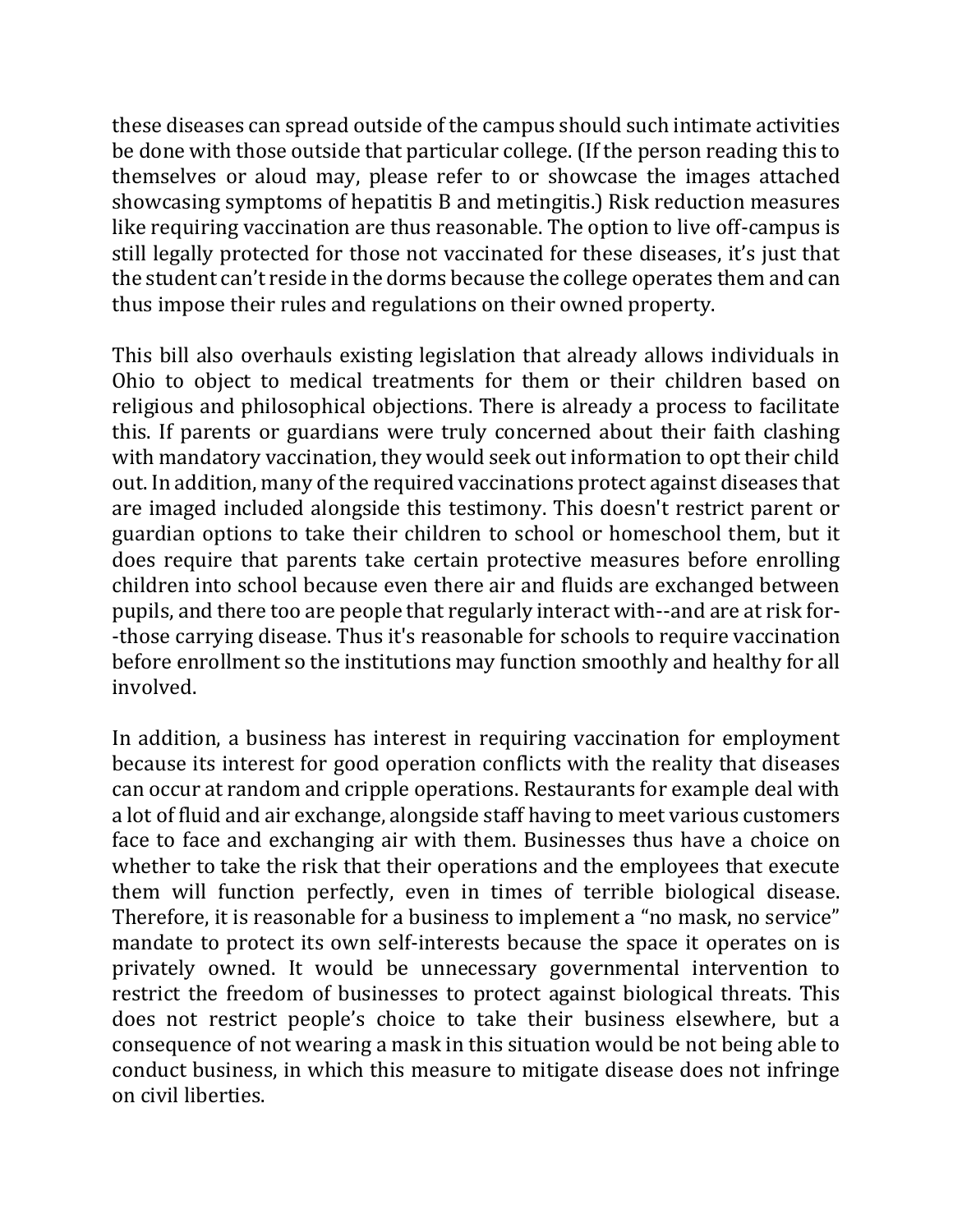these diseases can spread outside of the campus should such intimate activities be done with those outside that particular college. (If the person reading this to themselves or aloud may, please refer to or showcase the images attached showcasing symptoms of hepatitis B and metingitis.) Risk reduction measures like requiring vaccination are thus reasonable. The option to live off-campus is still legally protected for those not vaccinated for these diseases, it's just that the student can't reside in the dorms because the college operates them and can thus impose their rules and regulations on their owned property.

This bill also overhauls existing legislation that already allows individuals in Ohio to object to medical treatments for them or their children based on religious and philosophical objections. There is already a process to facilitate this. If parents or guardians were truly concerned about their faith clashing with mandatory vaccination, they would seek out information to opt their child out. In addition, many of the required vaccinations protect against diseases that are imaged included alongside this testimony. This doesn't restrict parent or guardian options to take their children to school or homeschool them, but it does require that parents take certain protective measures before enrolling children into school because even there air and fluids are exchanged between pupils, and there too are people that regularly interact with--and are at risk for--those carrying disease. Thus it's reasonable for schools to require vaccination before enrollment so the institutions may function smoothly and healthy for all involved.

In addition, a business has interest in requiring vaccination for employment because its interest for good operation conflicts with the reality that diseases can occur at random and cripple operations. Restaurants for example deal with a lot of fluid and air exchange, alongside staff having to meet various customers face to face and exchanging air with them. Businesses thus have a choice on whether to take the risk that their operations and the employees that execute them will function perfectly, even in times of terrible biological disease. Therefore, it is reasonable for a business to implement a "no mask, no service" mandate to protect its own self-interests because the space it operates on is privately owned. It would be unnecessary governmental intervention to restrict the freedom of businesses to protect against biological threats. This does not restrict people's choice to take their business elsewhere, but a consequence of not wearing a mask in this situation would be not being able to conduct business, in which this measure to mitigate disease does not infringe on civil liberties.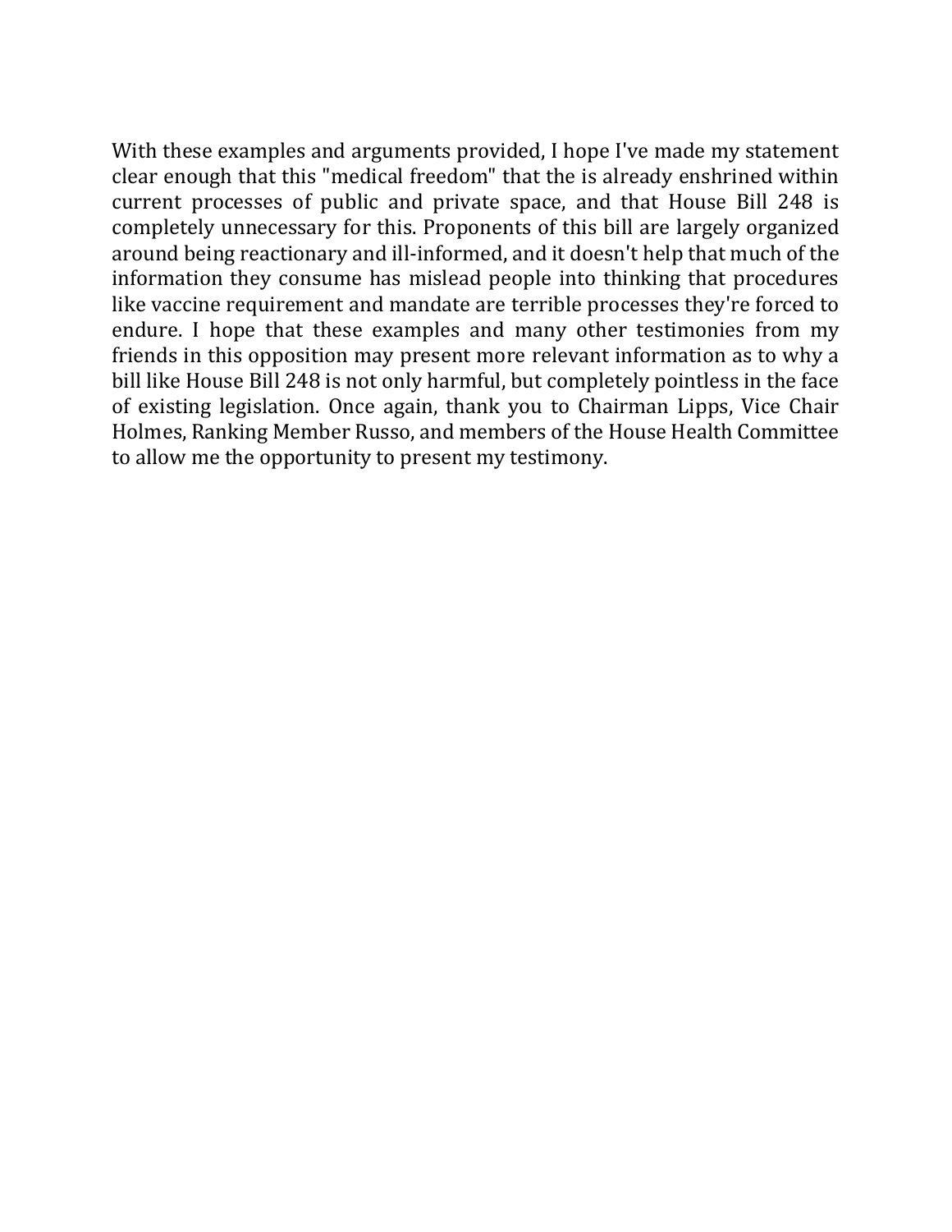With these examples and arguments provided, I hope I've made my statement clear enough that this "medical freedom" that the is already enshrined within current processes of public and private space, and that House Bill 248 is completely unnecessary for this. Proponents of this bill are largely organized around being reactionary and ill-informed, and it doesn't help that much of the information they consume has mislead people into thinking that procedures like vaccine requirement and mandate are terrible processes they're forced to endure. I hope that these examples and many other testimonies from my friends in this opposition may present more relevant information as to why a bill like House Bill 248 is not only harmful, but completely pointless in the face of existing legislation. Once again, thank you to Chairman Lipps, Vice Chair Holmes, Ranking Member Russo, and members of the House Health Committee to allow me the opportunity to present my testimony.